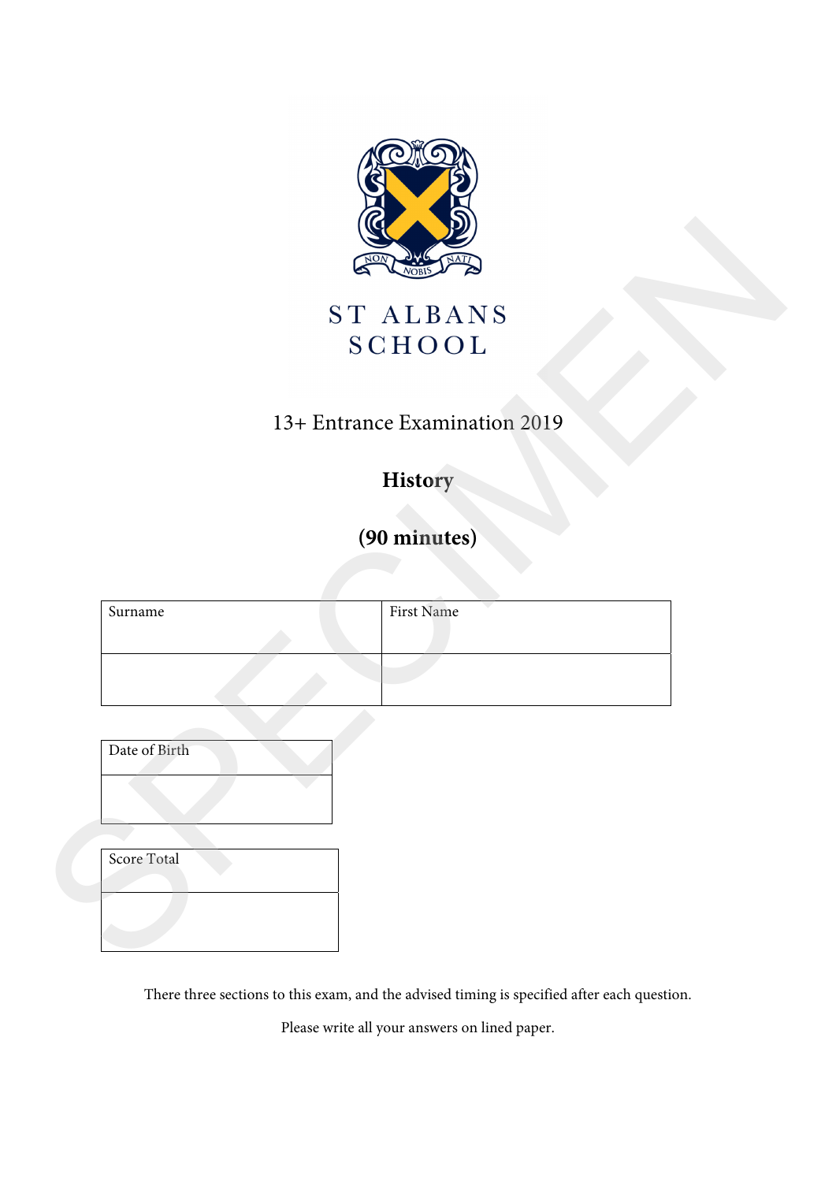ST ALBANS SCHOOL

13+ Entrance Examination 2019

# History

**(90 minutes)**

| Surname | First Name |
| --- | --- |
| | |

| Date of Birth |
| --- |
| |

| Score Total |
| --- |
| |

There three sections to this exam, and the advised timing is specified after each question.

Please write all your answers on lined paper.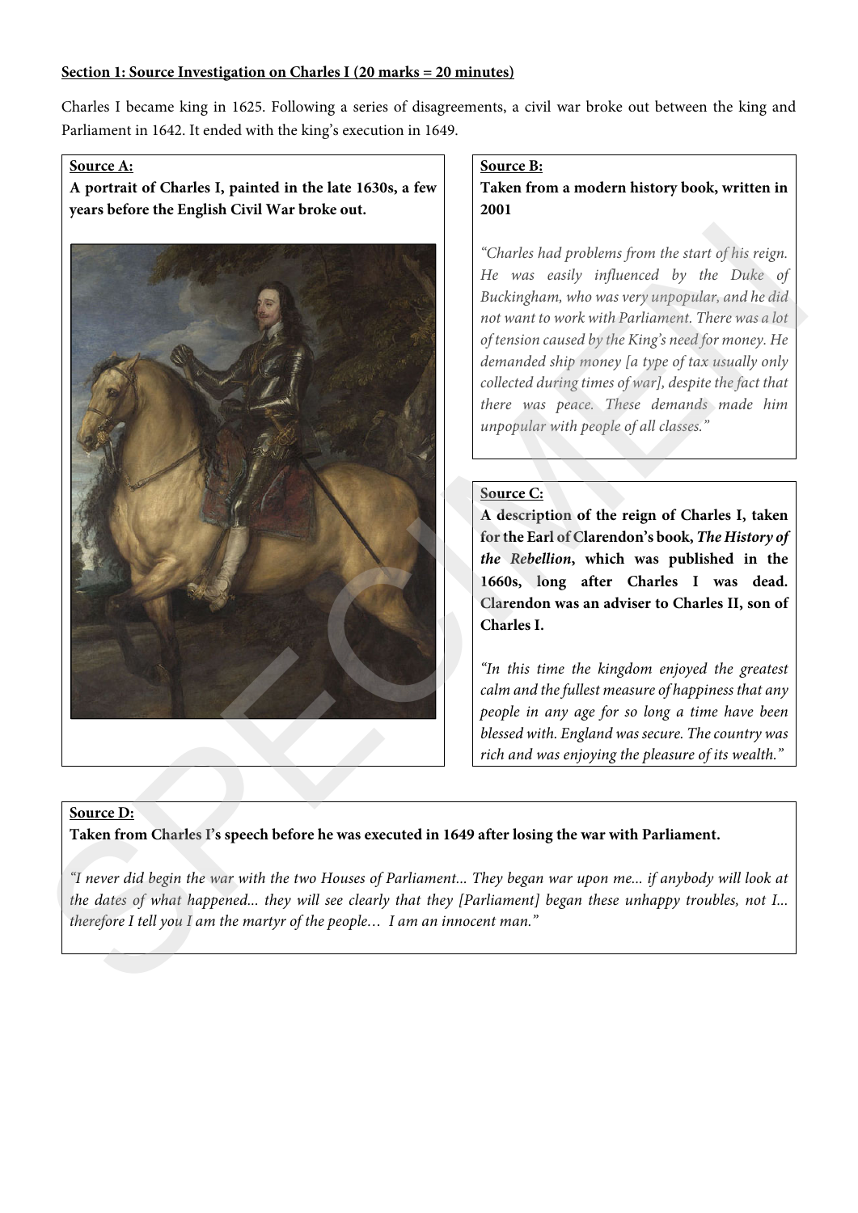**Section 1: Source Investigation on Charles I (20 marks = 20 minutes)**

Charles I became king in 1625. Following a series of disagreements, a civil war broke out between the king and Parliament in 1642. It ended with the king's execution in 1649.

**Source A:**

**A portrait of Charles I, painted in the late 1630s, a few years before the English Civil War broke out.**

**Source B:**

**Taken from a modern history book, written in 2001**

*"Charles had problems from the start of his reign. He was easily influenced by the Duke of Buckingham, who was very unpopular, and he did not want to work with Parliament. There was a lot of tension caused by the King's need for money. He demanded ship money [a type of tax usually only collected during times of war], despite the fact that there was peace. These demands made him unpopular with people of all classes."*

**Source C:**

**A description of the reign of Charles I, taken for the Earl of Clarendon's book, *The History of the Rebellion*, which was published in the 1660s, long after Charles I was dead. Clarendon was an adviser to Charles II, son of Charles I.**

*"In this time the kingdom enjoyed the greatest calm and the fullest measure of happiness that any people in any age for so long a time have been blessed with. England was secure. The country was rich and was enjoying the pleasure of its wealth."*

**Source D:**

**Taken from Charles I's speech before he was executed in 1649 after losing the war with Parliament.**

*"I never did begin the war with the two Houses of Parliament... They began war upon me... if anybody will look at the dates of what happened... they will see clearly that they [Parliament] began these unhappy troubles, not I... therefore I tell you I am the martyr of the people… I am an innocent man."*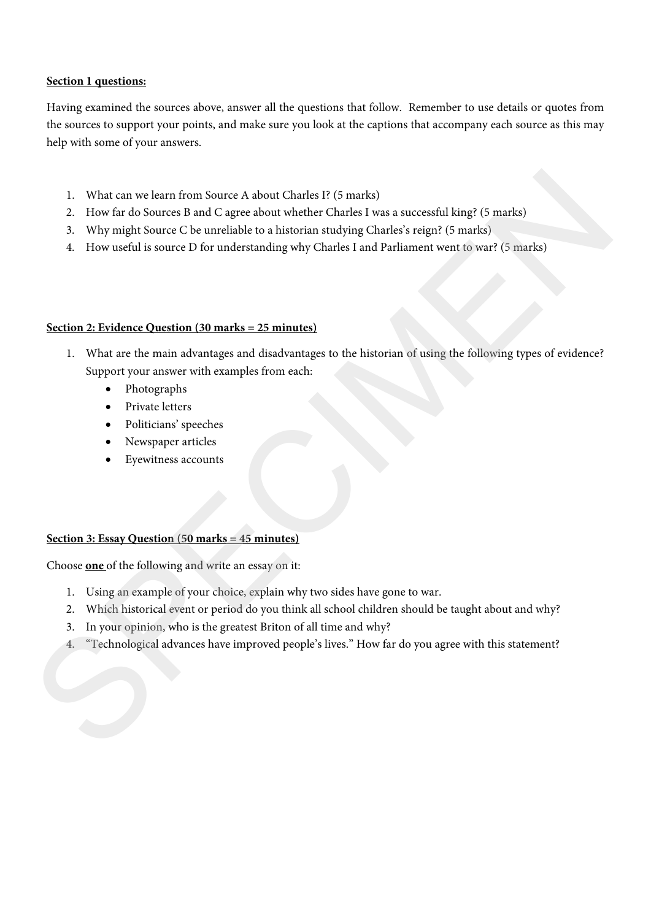**Section 1 questions:**

Having examined the sources above, answer all the questions that follow. Remember to use details or quotes from the sources to support your points, and make sure you look at the captions that accompany each source as this may help with some of your answers.

1. What can we learn from Source A about Charles I? (5 marks)
2. How far do Sources B and C agree about whether Charles I was a successful king? (5 marks)
3. Why might Source C be unreliable to a historian studying Charles's reign? (5 marks)
4. How useful is source D for understanding why Charles I and Parliament went to war? (5 marks)

**Section 2: Evidence Question (30 marks = 25 minutes)**

1. What are the main advantages and disadvantages to the historian of using the following types of evidence? Support your answer with examples from each:
    - Photographs
    - Private letters
    - Politicians' speeches
    - Newspaper articles
    - Eyewitness accounts

**Section 3: Essay Question (50 marks = 45 minutes)**

Choose **one** of the following and write an essay on it:

1. Using an example of your choice, explain why two sides have gone to war.
2. Which historical event or period do you think all school children should be taught about and why?
3. In your opinion, who is the greatest Briton of all time and why?
4. "Technological advances have improved people's lives." How far do you agree with this statement?